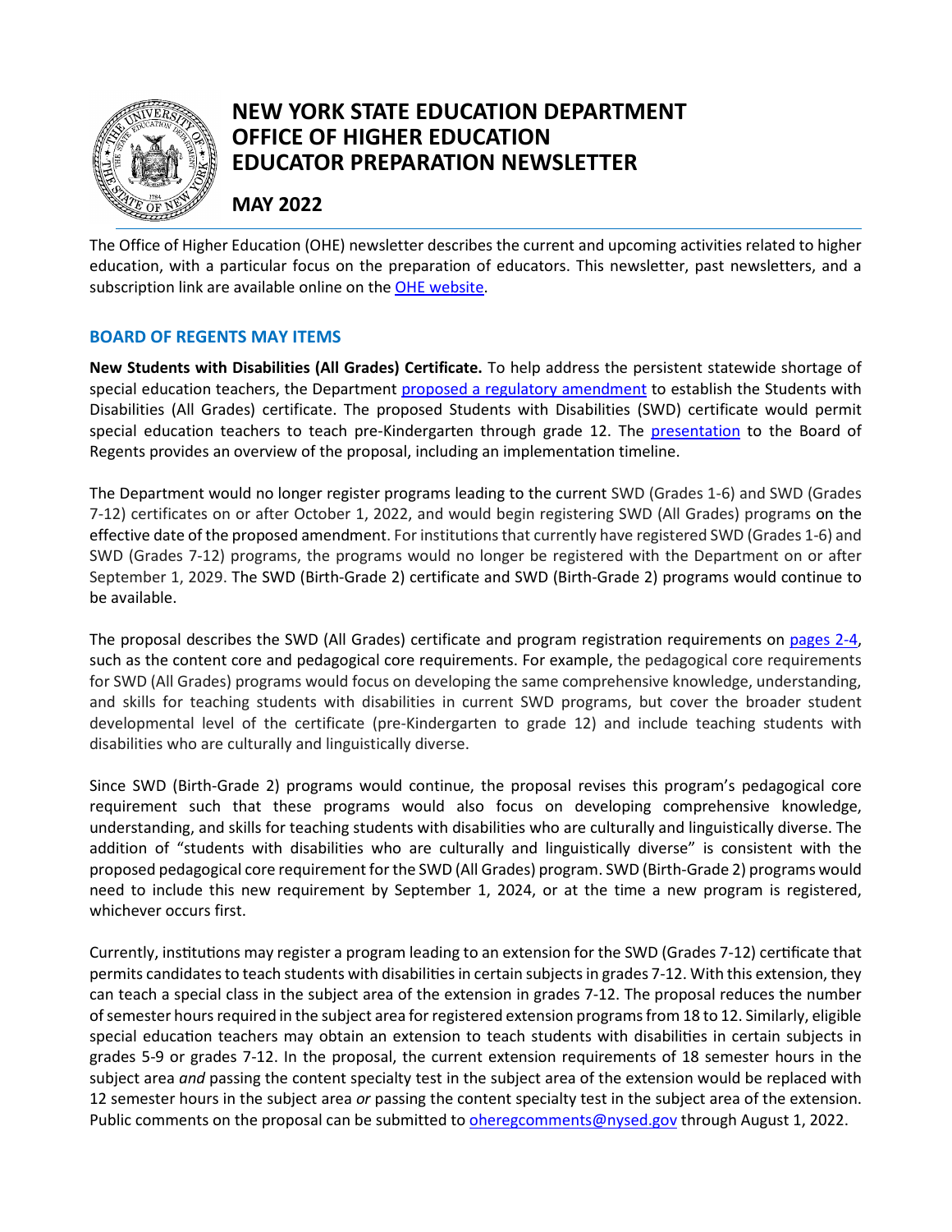# NEW YORK STATE EDUCATION DEPARTMENT
# OFFICE OF HIGHER EDUCATION
# EDUCATOR PREPARATION NEWSLETTER

## MAY 2022

The Office of Higher Education (OHE) newsletter describes the current and upcoming activities related to higher education, with a particular focus on the preparation of educators. This newsletter, past newsletters, and a subscription link are available online on the OHE website.

### BOARD OF REGENTS MAY ITEMS

**New Students with Disabilities (All Grades) Certificate.** To help address the persistent statewide shortage of special education teachers, the Department proposed a regulatory amendment to establish the Students with Disabilities (All Grades) certificate. The proposed Students with Disabilities (SWD) certificate would permit special education teachers to teach pre-Kindergarten through grade 12. The presentation to the Board of Regents provides an overview of the proposal, including an implementation timeline.

The Department would no longer register programs leading to the current SWD (Grades 1-6) and SWD (Grades 7-12) certificates on or after October 1, 2022, and would begin registering SWD (All Grades) programs on the effective date of the proposed amendment. For institutions that currently have registered SWD (Grades 1-6) and SWD (Grades 7-12) programs, the programs would no longer be registered with the Department on or after September 1, 2029. The SWD (Birth-Grade 2) certificate and SWD (Birth-Grade 2) programs would continue to be available.

The proposal describes the SWD (All Grades) certificate and program registration requirements on pages 2-4, such as the content core and pedagogical core requirements. For example, the pedagogical core requirements for SWD (All Grades) programs would focus on developing the same comprehensive knowledge, understanding, and skills for teaching students with disabilities in current SWD programs, but cover the broader student developmental level of the certificate (pre-Kindergarten to grade 12) and include teaching students with disabilities who are culturally and linguistically diverse.

Since SWD (Birth-Grade 2) programs would continue, the proposal revises this program's pedagogical core requirement such that these programs would also focus on developing comprehensive knowledge, understanding, and skills for teaching students with disabilities who are culturally and linguistically diverse. The addition of "students with disabilities who are culturally and linguistically diverse" is consistent with the proposed pedagogical core requirement for the SWD (All Grades) program. SWD (Birth-Grade 2) programs would need to include this new requirement by September 1, 2024, or at the time a new program is registered, whichever occurs first.

Currently, institutions may register a program leading to an extension for the SWD (Grades 7-12) certificate that permits candidates to teach students with disabilities in certain subjects in grades 7-12. With this extension, they can teach a special class in the subject area of the extension in grades 7-12. The proposal reduces the number of semester hours required in the subject area for registered extension programs from 18 to 12. Similarly, eligible special education teachers may obtain an extension to teach students with disabilities in certain subjects in grades 5-9 or grades 7-12. In the proposal, the current extension requirements of 18 semester hours in the subject area *and* passing the content specialty test in the subject area of the extension would be replaced with 12 semester hours in the subject area *or* passing the content specialty test in the subject area of the extension. Public comments on the proposal can be submitted to oheregcomments@nysed.gov through August 1, 2022.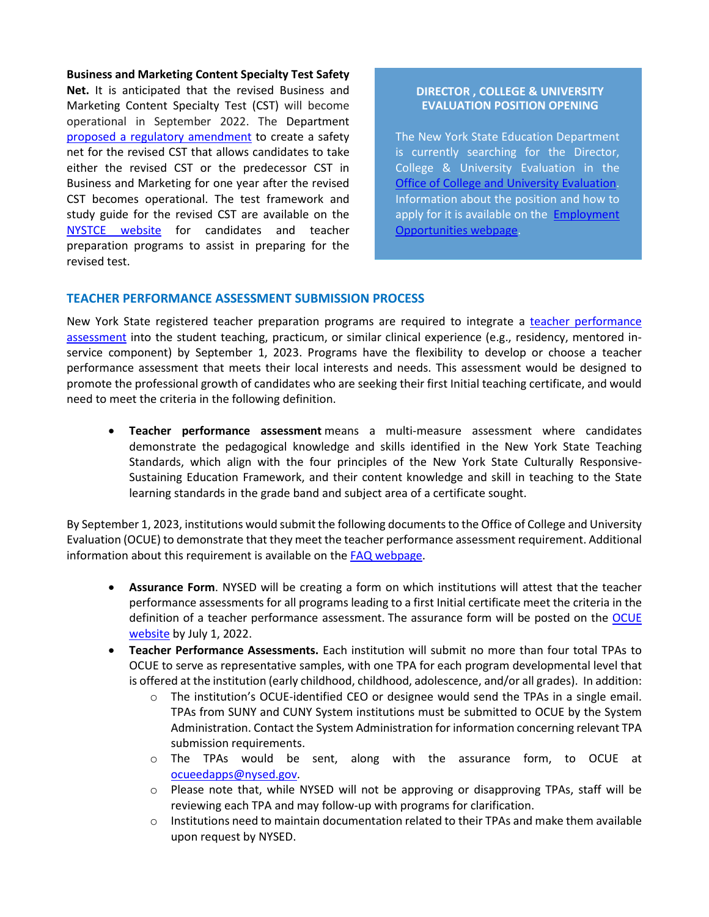**Business and Marketing Content Specialty Test Safety Net.** It is anticipated that the revised Business and Marketing Content Specialty Test (CST) will become operational in September 2022. The Department proposed a regulatory amendment to create a safety net for the revised CST that allows candidates to take either the revised CST or the predecessor CST in Business and Marketing for one year after the revised CST becomes operational. The test framework and study guide for the revised CST are available on the NYSTCE website for candidates and teacher preparation programs to assist in preparing for the revised test.

**DIRECTOR , COLLEGE & UNIVERSITY EVALUATION POSITION OPENING**

The New York State Education Department is currently searching for the Director, College & University Evaluation in the Office of College and University Evaluation. Information about the position and how to apply for it is available on the Employment Opportunities webpage.

## TEACHER PERFORMANCE ASSESSMENT SUBMISSION PROCESS

New York State registered teacher preparation programs are required to integrate a teacher performance assessment into the student teaching, practicum, or similar clinical experience (e.g., residency, mentored in-service component) by September 1, 2023. Programs have the flexibility to develop or choose a teacher performance assessment that meets their local interests and needs. This assessment would be designed to promote the professional growth of candidates who are seeking their first Initial teaching certificate, and would need to meet the criteria in the following definition.

- **Teacher performance assessment** means a multi-measure assessment where candidates demonstrate the pedagogical knowledge and skills identified in the New York State Teaching Standards, which align with the four principles of the New York State Culturally Responsive-Sustaining Education Framework, and their content knowledge and skill in teaching to the State learning standards in the grade band and subject area of a certificate sought.

By September 1, 2023, institutions would submit the following documents to the Office of College and University Evaluation (OCUE) to demonstrate that they meet the teacher performance assessment requirement. Additional information about this requirement is available on the FAQ webpage.

- **Assurance Form**. NYSED will be creating a form on which institutions will attest that the teacher performance assessments for all programs leading to a first Initial certificate meet the criteria in the definition of a teacher performance assessment. The assurance form will be posted on the OCUE website by July 1, 2022.
- **Teacher Performance Assessments.** Each institution will submit no more than four total TPAs to OCUE to serve as representative samples, with one TPA for each program developmental level that is offered at the institution (early childhood, childhood, adolescence, and/or all grades). In addition:
  - The institution's OCUE-identified CEO or designee would send the TPAs in a single email. TPAs from SUNY and CUNY System institutions must be submitted to OCUE by the System Administration. Contact the System Administration for information concerning relevant TPA submission requirements.
  - The TPAs would be sent, along with the assurance form, to OCUE at ocueedapps@nysed.gov.
  - Please note that, while NYSED will not be approving or disapproving TPAs, staff will be reviewing each TPA and may follow-up with programs for clarification.
  - Institutions need to maintain documentation related to their TPAs and make them available upon request by NYSED.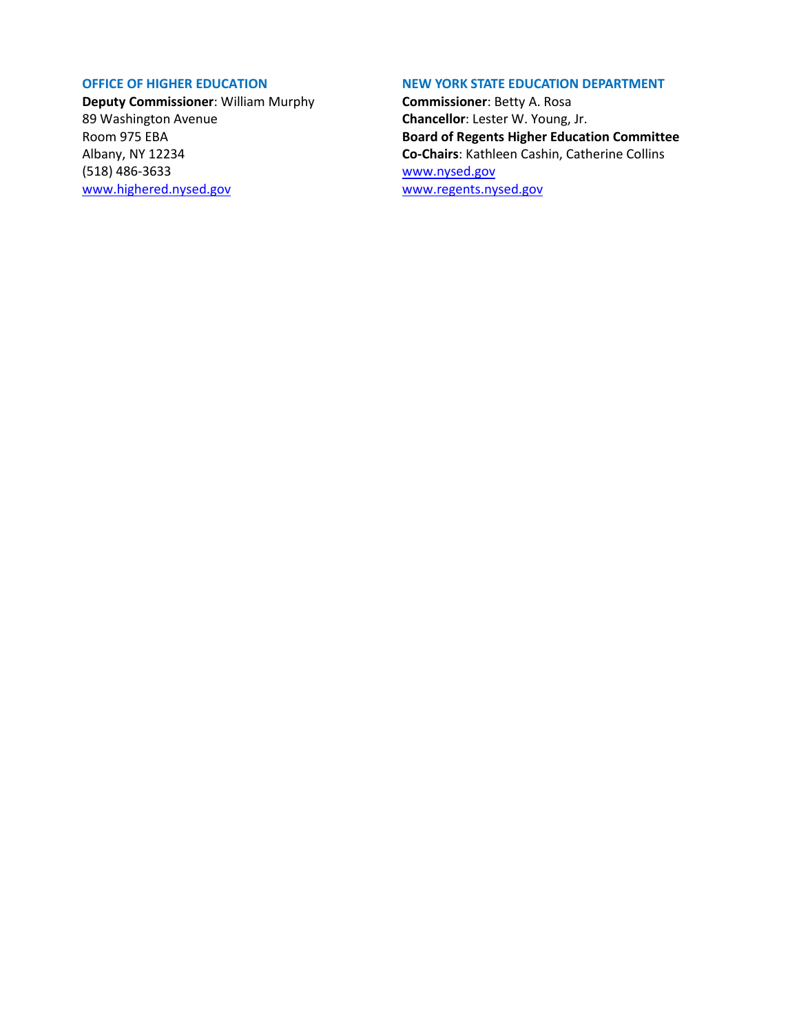**OFFICE OF HIGHER EDUCATION**

**Deputy Commissioner**: William Murphy
89 Washington Avenue
Room 975 EBA
Albany, NY 12234
(518) 486-3633
www.highered.nysed.gov

**NEW YORK STATE EDUCATION DEPARTMENT**

**Commissioner**: Betty A. Rosa
**Chancellor**: Lester W. Young, Jr.
**Board of Regents Higher Education Committee**
**Co-Chairs**: Kathleen Cashin, Catherine Collins
www.nysed.gov
www.regents.nysed.gov